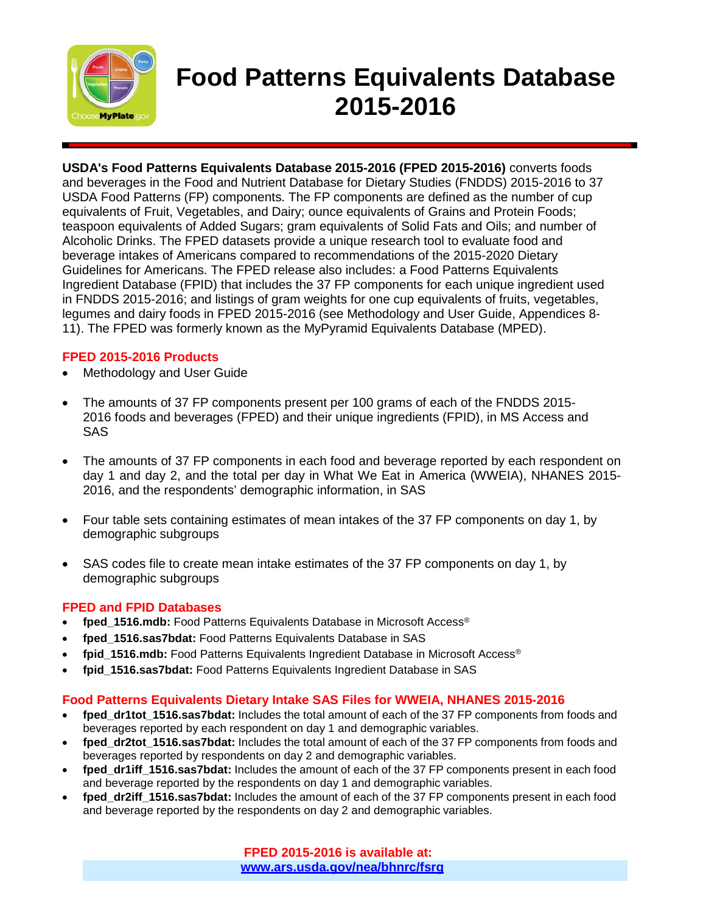# Food Patterns Equivalents Database 2015-2016

**USDA's Food Patterns Equivalents Database 2015-2016 (FPED 2015-2016)** converts foods and beverages in the Food and Nutrient Database for Dietary Studies (FNDDS) 2015-2016 to 37 USDA Food Patterns (FP) components. The FP components are defined as the number of cup equivalents of Fruit, Vegetables, and Dairy; ounce equivalents of Grains and Protein Foods; teaspoon equivalents of Added Sugars; gram equivalents of Solid Fats and Oils; and number of Alcoholic Drinks. The FPED datasets provide a unique research tool to evaluate food and beverage intakes of Americans compared to recommendations of the 2015-2020 Dietary Guidelines for Americans. The FPED release also includes: a Food Patterns Equivalents Ingredient Database (FPID) that includes the 37 FP components for each unique ingredient used in FNDDS 2015-2016; and listings of gram weights for one cup equivalents of fruits, vegetables, legumes and dairy foods in FPED 2015-2016 (see Methodology and User Guide, Appendices 8-11). The FPED was formerly known as the MyPyramid Equivalents Database (MPED).

## FPED 2015-2016 Products

- Methodology and User Guide
- The amounts of 37 FP components present per 100 grams of each of the FNDDS 2015-2016 foods and beverages (FPED) and their unique ingredients (FPID), in MS Access and SAS
- The amounts of 37 FP components in each food and beverage reported by each respondent on day 1 and day 2, and the total per day in What We Eat in America (WWEIA), NHANES 2015-2016, and the respondents' demographic information, in SAS
- Four table sets containing estimates of mean intakes of the 37 FP components on day 1, by demographic subgroups
- SAS codes file to create mean intake estimates of the 37 FP components on day 1, by demographic subgroups

## FPED and FPID Databases

- **fped_1516.mdb:** Food Patterns Equivalents Database in Microsoft Access®
- **fped_1516.sas7bdat:** Food Patterns Equivalents Database in SAS
- **fpid_1516.mdb:** Food Patterns Equivalents Ingredient Database in Microsoft Access®
- **fpid_1516.sas7bdat:** Food Patterns Equivalents Ingredient Database in SAS

## Food Patterns Equivalents Dietary Intake SAS Files for WWEIA, NHANES 2015-2016

- **fped_dr1tot_1516.sas7bdat:** Includes the total amount of each of the 37 FP components from foods and beverages reported by each respondent on day 1 and demographic variables.
- **fped_dr2tot_1516.sas7bdat:** Includes the total amount of each of the 37 FP components from foods and beverages reported by respondents on day 2 and demographic variables.
- **fped_dr1iff_1516.sas7bdat:** Includes the amount of each of the 37 FP components present in each food and beverage reported by the respondents on day 1 and demographic variables.
- **fped_dr2iff_1516.sas7bdat:** Includes the amount of each of the 37 FP components present in each food and beverage reported by the respondents on day 2 and demographic variables.

**FPED 2015-2016 is available at:**
**www.ars.usda.gov/nea/bhnrc/fsrg**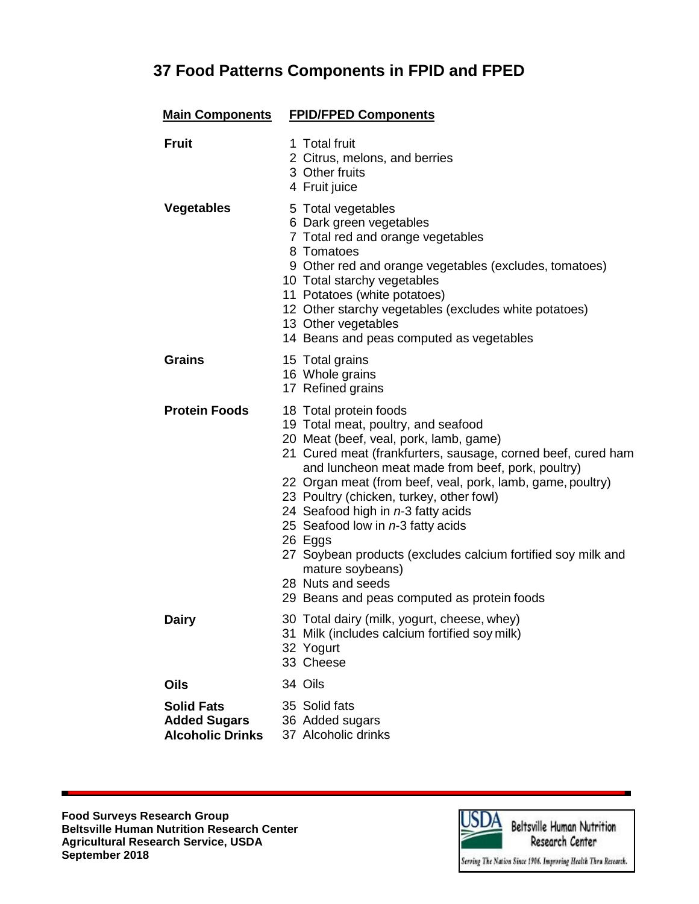# 37 Food Patterns Components in FPID and FPED

| Main Components | FPID/FPED Components |
| --- | --- |
| **Fruit** | 1 Total fruit |
| | 2 Citrus, melons, and berries |
| | 3 Other fruits |
| | 4 Fruit juice |
| **Vegetables** | 5 Total vegetables |
| | 6 Dark green vegetables |
| | 7 Total red and orange vegetables |
| | 8 Tomatoes |
| | 9 Other red and orange vegetables (excludes, tomatoes) |
| | 10 Total starchy vegetables |
| | 11 Potatoes (white potatoes) |
| | 12 Other starchy vegetables (excludes white potatoes) |
| | 13 Other vegetables |
| | 14 Beans and peas computed as vegetables |
| **Grains** | 15 Total grains |
| | 16 Whole grains |
| | 17 Refined grains |
| **Protein Foods** | 18 Total protein foods |
| | 19 Total meat, poultry, and seafood |
| | 20 Meat (beef, veal, pork, lamb, game) |
| | 21 Cured meat (frankfurters, sausage, corned beef, cured ham and luncheon meat made from beef, pork, poultry) |
| | 22 Organ meat (from beef, veal, pork, lamb, game, poultry) |
| | 23 Poultry (chicken, turkey, other fowl) |
| | 24 Seafood high in *n*-3 fatty acids |
| | 25 Seafood low in *n*-3 fatty acids |
| | 26 Eggs |
| | 27 Soybean products (excludes calcium fortified soy milk and mature soybeans) |
| | 28 Nuts and seeds |
| | 29 Beans and peas computed as protein foods |
| **Dairy** | 30 Total dairy (milk, yogurt, cheese, whey) |
| | 31 Milk (includes calcium fortified soy milk) |
| | 32 Yogurt |
| | 33 Cheese |
| **Oils** | 34 Oils |
| **Solid Fats** | 35 Solid fats |
| **Added Sugars** | 36 Added sugars |
| **Alcoholic Drinks** | 37 Alcoholic drinks |

**Food Surveys Research Group**
**Beltsville Human Nutrition Research Center**
**Agricultural Research Service, USDA**
**September 2018**

USDA Beltsville Human Nutrition Research Center

Serving The Nation Since 1906. Improving Health Thru Research.